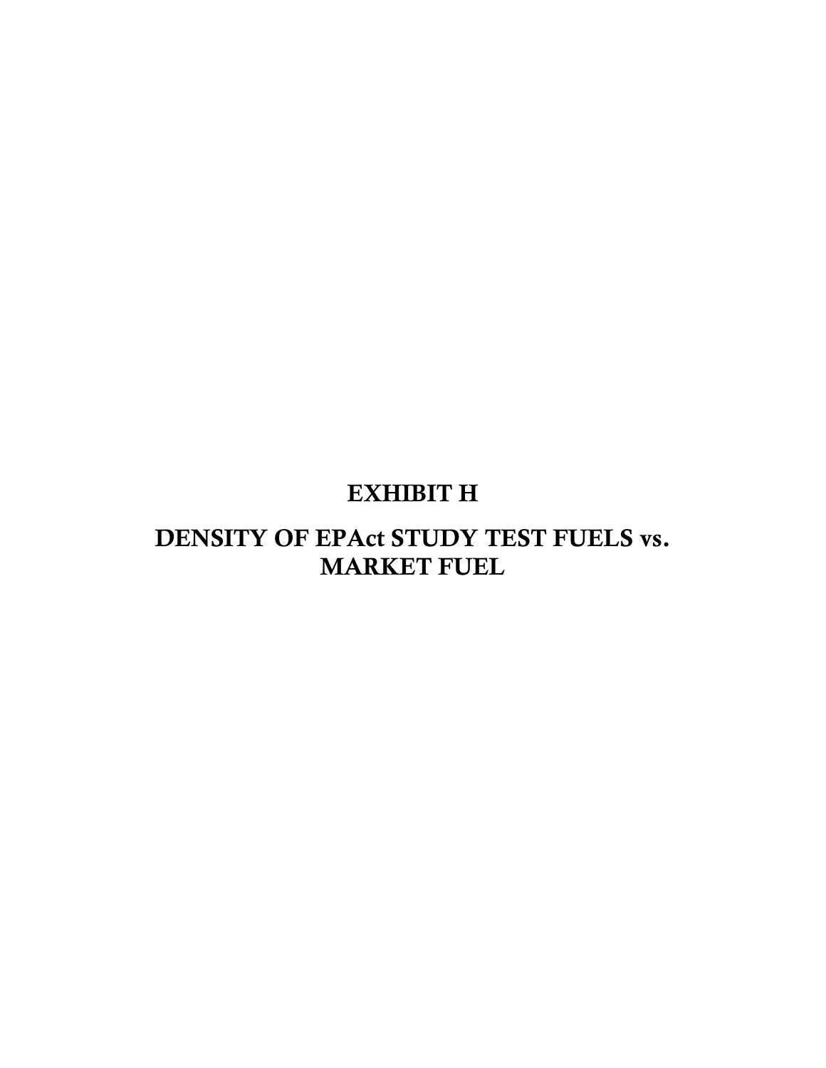# EXHIBIT H

# DENSITY OF EPAct STUDY TEST FUELS vs. MARKET FUEL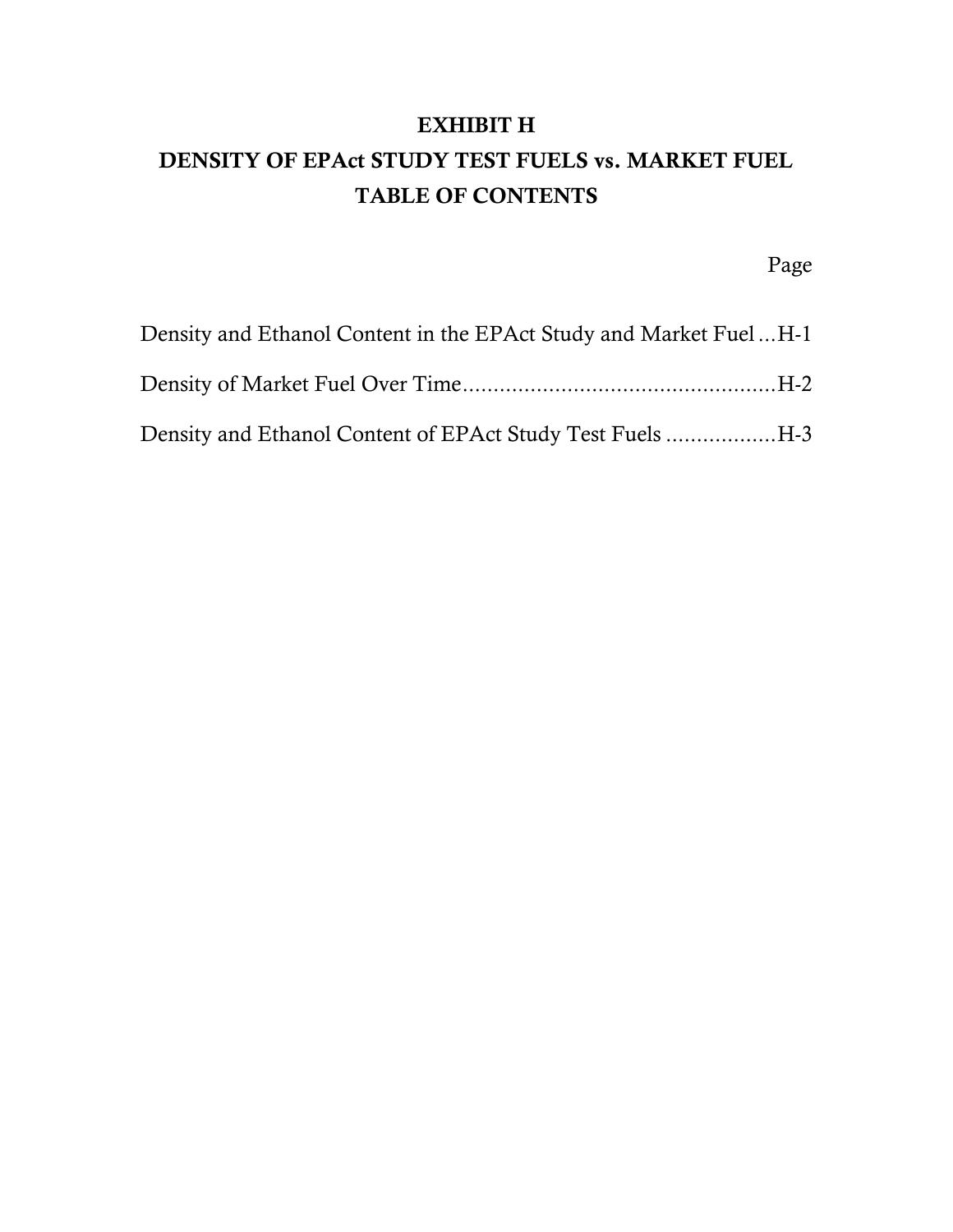# EXHIBIT H

# DENSITY OF EPAct STUDY TEST FUELS vs. MARKET FUEL

## TABLE OF CONTENTS

| | Page |
|---|---|
| Density and Ethanol Content in the EPAct Study and Market Fuel | H-1 |
| Density of Market Fuel Over Time | H-2 |
| Density and Ethanol Content of EPAct Study Test Fuels | H-3 |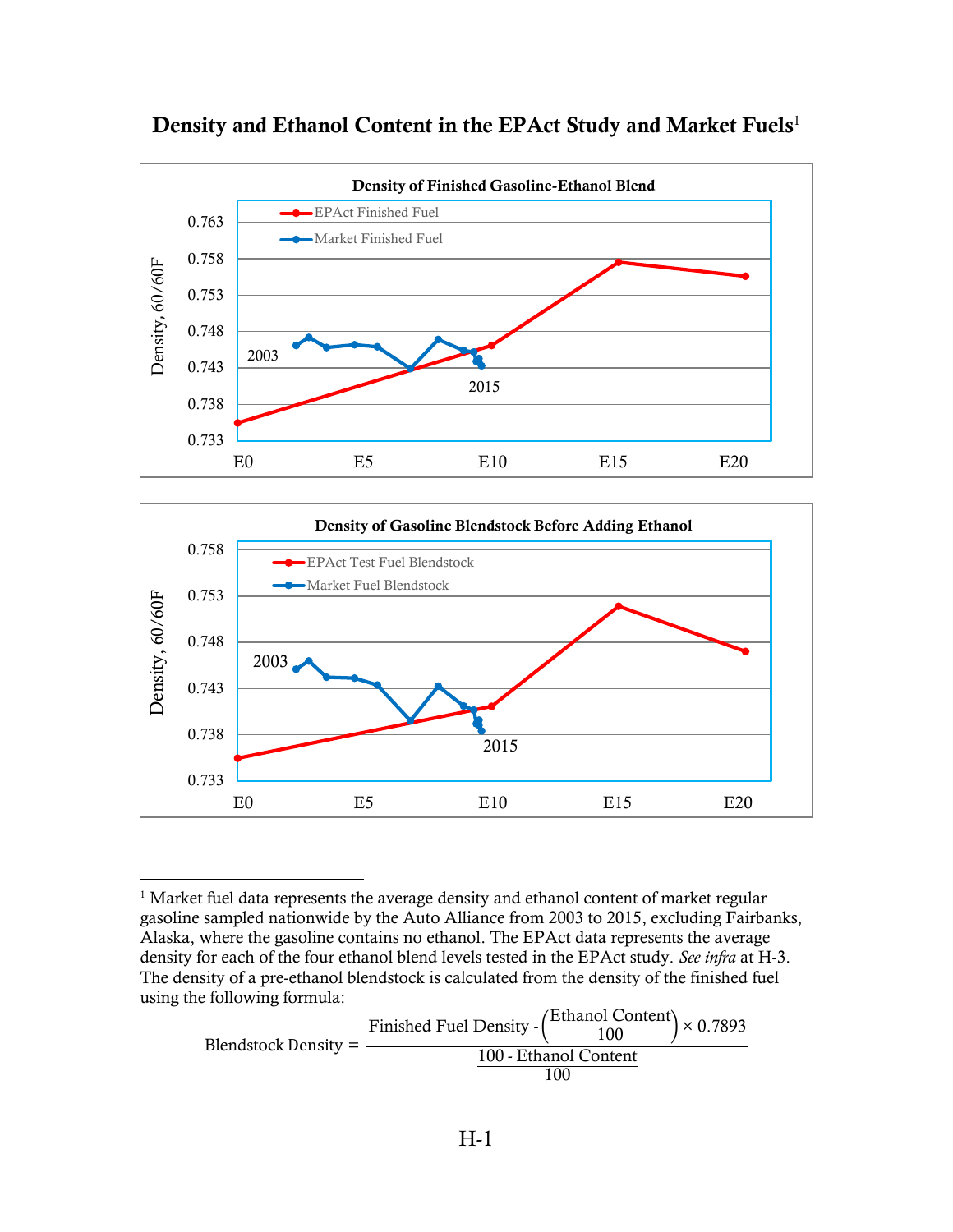# Density and Ethanol Content in the EPAct Study and Market Fuels[1]

**Density of Finished Gasoline-Ethanol Blend**

- EPAct Finished Fuel
- Market Finished Fuel

Density, 60/60F: 0.733, 0.738, 0.743, 0.748, 0.753, 0.758, 0.763

E0, E5, E10, E15, E20

2003, 2015

**Density of Gasoline Blendstock Before Adding Ethanol**

- EPAct Test Fuel Blendstock
- Market Fuel Blendstock

Density, 60/60F: 0.733, 0.738, 0.743, 0.748, 0.753, 0.758

E0, E5, E10, E15, E20

2003, 2015

---

[1] Market fuel data represents the average density and ethanol content of market regular gasoline sampled nationwide by the Auto Alliance from 2003 to 2015, excluding Fairbanks, Alaska, where the gasoline contains no ethanol. The EPAct data represents the average density for each of the four ethanol blend levels tested in the EPAct study. *See infra* at H-3. The density of a pre-ethanol blendstock is calculated from the density of the finished fuel using the following formula:

$$\text{Blendstock Density} = \frac{\text{Finished Fuel Density} - \left(\frac{\text{Ethanol Content}}{100}\right) \times 0.7893}{\frac{100 - \text{Ethanol Content}}{100}}$$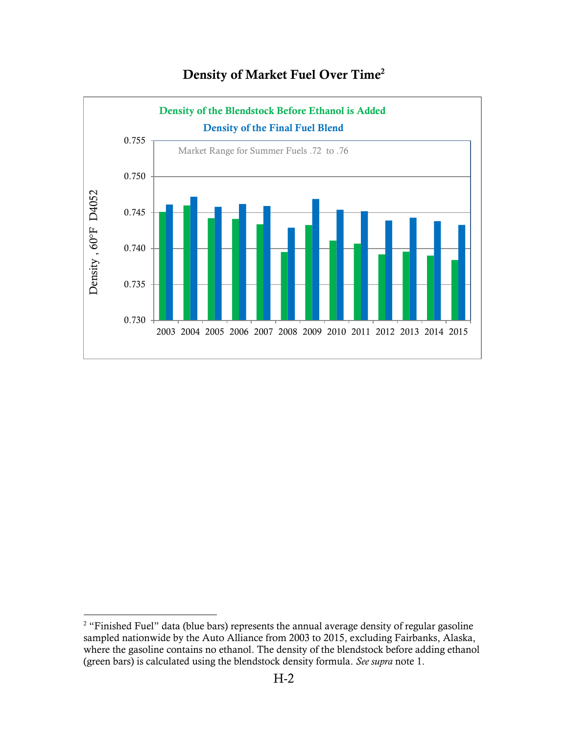## Density of Market Fuel Over Time[2]

Density of the Blendstock Before Ethanol is Added

Density of the Final Fuel Blend

Market Range for Summer Fuels .72 to .76

Density , 60°F D4052

0.755
0.750
0.745
0.740
0.735
0.730

2003 2004 2005 2006 2007 2008 2009 2010 2011 2012 2013 2014 2015

---

[2] "Finished Fuel" data (blue bars) represents the annual average density of regular gasoline sampled nationwide by the Auto Alliance from 2003 to 2015, excluding Fairbanks, Alaska, where the gasoline contains no ethanol. The density of the blendstock before adding ethanol (green bars) is calculated using the blendstock density formula. *See supra* note 1.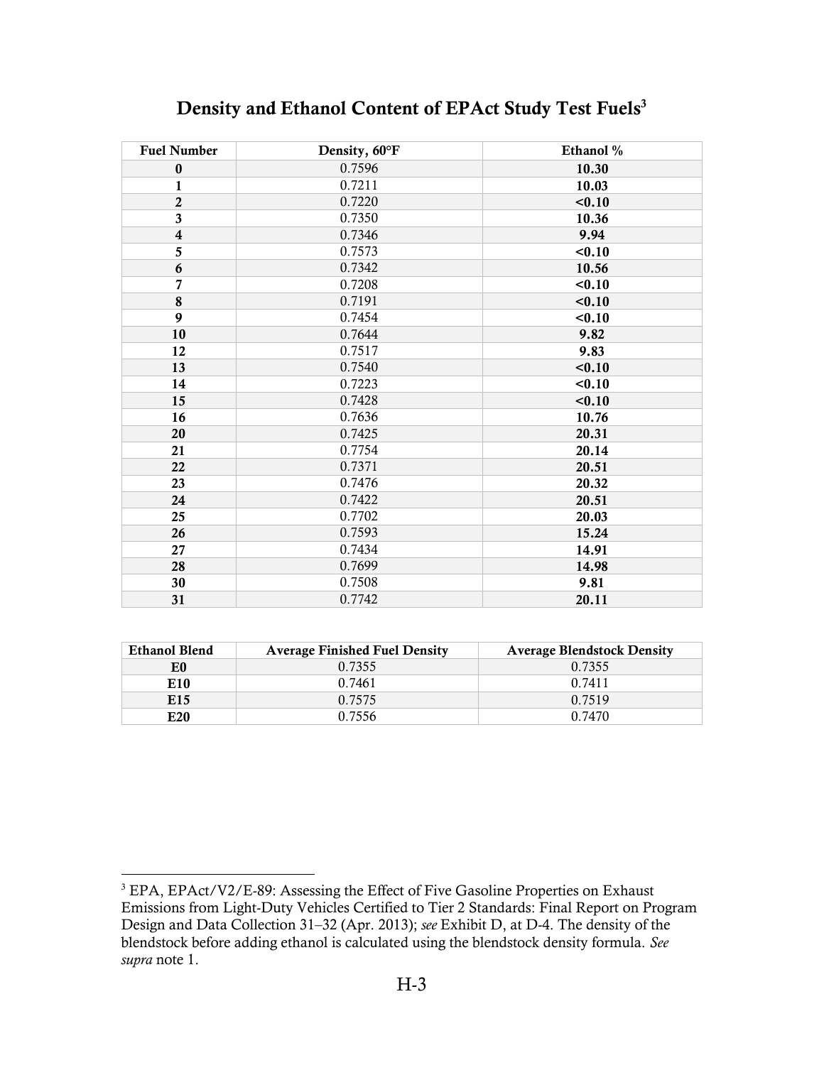## Density and Ethanol Content of EPAct Study Test Fuels[3]

| Fuel Number | Density, 60°F | Ethanol % |
|---|---|---|
| **0** | 0.7596 | **10.30** |
| **1** | 0.7211 | **10.03** |
| **2** | 0.7220 | **<0.10** |
| **3** | 0.7350 | **10.36** |
| **4** | 0.7346 | **9.94** |
| **5** | 0.7573 | **<0.10** |
| **6** | 0.7342 | **10.56** |
| **7** | 0.7208 | **<0.10** |
| **8** | 0.7191 | **<0.10** |
| **9** | 0.7454 | **<0.10** |
| **10** | 0.7644 | **9.82** |
| **12** | 0.7517 | **9.83** |
| **13** | 0.7540 | **<0.10** |
| **14** | 0.7223 | **<0.10** |
| **15** | 0.7428 | **<0.10** |
| **16** | 0.7636 | **10.76** |
| **20** | 0.7425 | **20.31** |
| **21** | 0.7754 | **20.14** |
| **22** | 0.7371 | **20.51** |
| **23** | 0.7476 | **20.32** |
| **24** | 0.7422 | **20.51** |
| **25** | 0.7702 | **20.03** |
| **26** | 0.7593 | **15.24** |
| **27** | 0.7434 | **14.91** |
| **28** | 0.7699 | **14.98** |
| **30** | 0.7508 | **9.81** |
| **31** | 0.7742 | **20.11** |

| Ethanol Blend | Average Finished Fuel Density | Average Blendstock Density |
|---|---|---|
| **E0** | 0.7355 | 0.7355 |
| **E10** | 0.7461 | 0.7411 |
| **E15** | 0.7575 | 0.7519 |
| **E20** | 0.7556 | 0.7470 |

[3] EPA, EPAct/V2/E-89: Assessing the Effect of Five Gasoline Properties on Exhaust Emissions from Light-Duty Vehicles Certified to Tier 2 Standards: Final Report on Program Design and Data Collection 31–32 (Apr. 2013); *see* Exhibit D, at D-4. The density of the blendstock before adding ethanol is calculated using the blendstock density formula. *See supra* note 1.